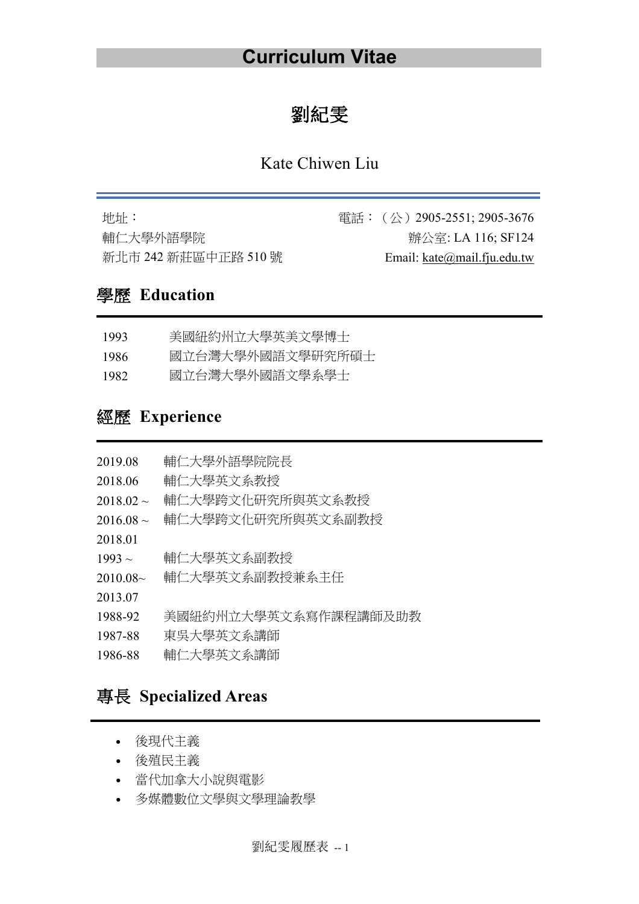# Curriculum Vitae

# 劉紀雯

Kate Chiwen Liu

---

| 地址： | 電話：（公）2905-2551; 2905-3676 |
| --- | --- |
| 輔仁大學外語學院 | 辦公室: LA 116; SF124 |
| 新北市 242 新莊區中正路 510 號 | Email: kate@mail.fju.edu.tw |

## 學歷 Education

| | |
| --- | --- |
| 1993 | 美國紐約州立大學英美文學博士 |
| 1986 | 國立台灣大學外國語文學研究所碩士 |
| 1982 | 國立台灣大學外國語文學系學士 |

## 經歷 Experience

| | |
| --- | --- |
| 2019.08 | 輔仁大學外語學院院長 |
| 2018.06 | 輔仁大學英文系教授 |
| 2018.02 ~ | 輔仁大學跨文化研究所與英文系教授 |
| 2016.08 ~ 2018.01 | 輔仁大學跨文化研究所與英文系副教授 |
| 1993 ~ | 輔仁大學英文系副教授 |
| 2010.08~ 2013.07 | 輔仁大學英文系副教授兼系主任 |
| 1988-92 | 美國紐約州立大學英文系寫作課程講師及助教 |
| 1987-88 | 東吳大學英文系講師 |
| 1986-88 | 輔仁大學英文系講師 |

## 專長 Specialized Areas

- 後現代主義
- 後殖民主義
- 當代加拿大小說與電影
- 多媒體數位文學與文學理論教學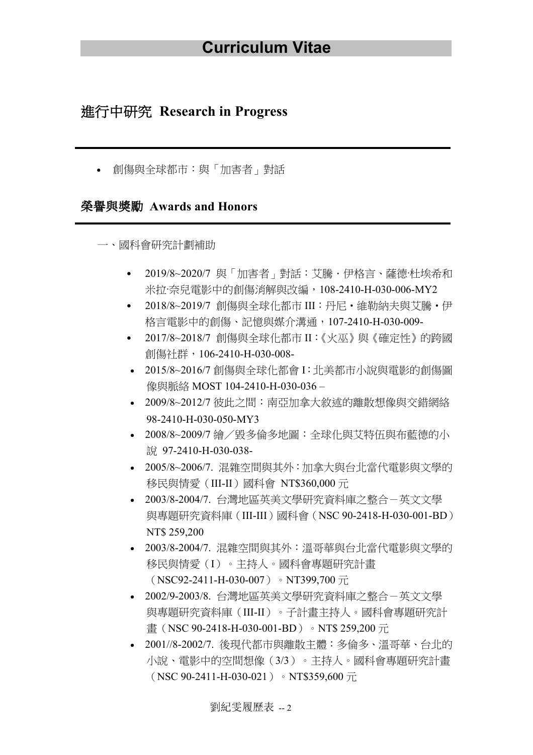# Curriculum Vitae

## 進行中研究 Research in Progress

- 創傷與全球都市：與「加害者」對話

## 榮譽與獎勵 Awards and Honors

一、國科會研究計劃補助

- 2019/8~2020/7 與「加害者」對話：艾騰・伊格言、薩德·杜埃希和米拉·奈兒電影中的創傷消解與改編，108-2410-H-030-006-MY2
- 2018/8~2019/7 創傷與全球化都市 III：丹尼・維勒納夫與艾騰・伊格言電影中的創傷、記憶與媒介溝通，107-2410-H-030-009-
- 2017/8~2018/7 創傷與全球化都市 II：《火巫》與《確定性》的跨國創傷社群，106-2410-H-030-008-
- 2015/8~2016/7 創傷與全球化都會 I：北美都市小說與電影的創傷圖像與脈絡 MOST 104-2410-H-030-036 –
- 2009/8~2012/7 彼此之間：南亞加拿大敘述的離散想像與交錯網絡 98-2410-H-030-050-MY3
- 2008/8~2009/7 繪／毀多倫多地圖：全球化與艾特伍與布藍德的小說 97-2410-H-030-038-
- 2005/8~2006/7. 混雜空間與其外：加拿大與台北當代電影與文學的移民與情愛（III-II）國科會 NT$360,000 元
- 2003/8-2004/7. 台灣地區英美文學研究資料庫之整合－英文文學與專題研究資料庫（III-III）國科會（NSC 90-2418-H-030-001-BD）NT$ 259,200
- 2003/8-2004/7. 混雜空間與其外：溫哥華與台北當代電影與文學的移民與情愛（I）。主持人。國科會專題研究計畫（NSC92-2411-H-030-007）。NT399,700 元
- 2002/9-2003/8. 台灣地區英美文學研究資料庫之整合－英文文學與專題研究資料庫（III-II）。子計畫主持人。國科會專題研究計畫（NSC 90-2418-H-030-001-BD）。NT$ 259,200 元
- 2001//8-2002/7. 後現代都市與離散主體：多倫多、溫哥華、台北的小說、電影中的空間想像（3/3）。主持人。國科會專題研究計畫（NSC 90-2411-H-030-021）。NT$359,600 元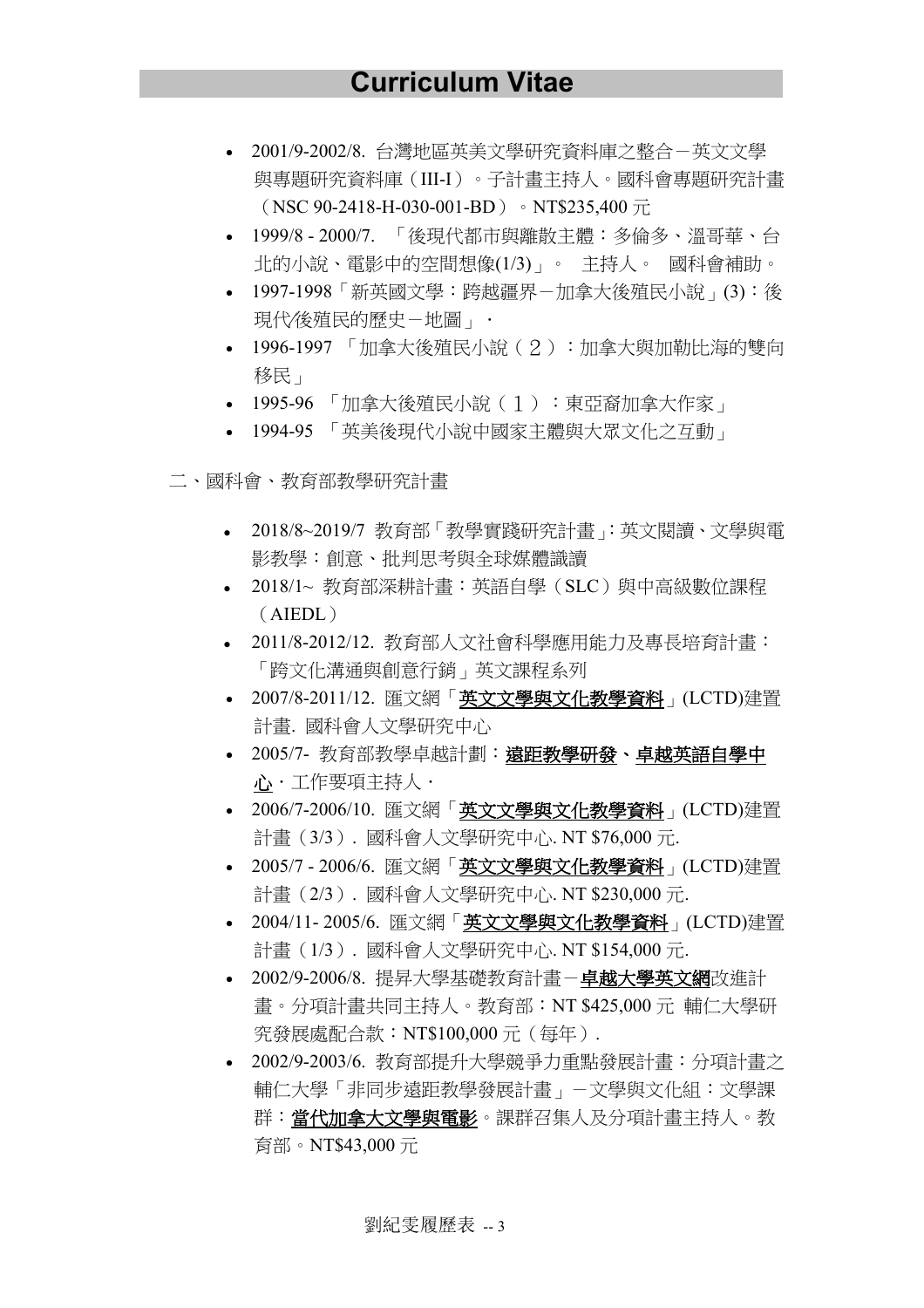- 2001/9-2002/8. 台灣地區英美文學研究資料庫之整合－英文文學與專題研究資料庫（III-I）。子計畫主持人。國科會專題研究計畫（NSC 90-2418-H-030-001-BD）。NT$235,400 元
- 1999/8 - 2000/7. 「後現代都市與離散主體：多倫多、溫哥華、台北的小說、電影中的空間想像(1/3)」。 主持人。 國科會補助。
- 1997-1998「新英國文學：跨越疆界－加拿大後殖民小說」(3)：後現代/後殖民的歷史－地圖」・
- 1996-1997 「加拿大後殖民小說（２）：加拿大與加勒比海的雙向移民」
- 1995-96 「加拿大後殖民小說（１）：東亞裔加拿大作家」
- 1994-95 「英美後現代小說中國家主體與大眾文化之互動」

二、國科會、教育部教學研究計畫

- 2018/8~2019/7 教育部「教學實踐研究計畫」: 英文閱讀、文學與電影教學：創意、批判思考與全球媒體識讀
- 2018/1~ 教育部深耕計畫：英語自學（SLC）與中高級數位課程（AIEDL）
- 2011/8-2012/12. 教育部人文社會科學應用能力及專長培育計畫：「跨文化溝通與創意行銷」英文課程系列
- 2007/8-2011/12. 匯文網「**英文文學與文化教學資料**」(LCTD)建置計畫. 國科會人文學研究中心
- 2005/7- 教育部教學卓越計劃：**遠距教學研發**、**卓越英語自學中心**・工作要項主持人・
- 2006/7-2006/10. 匯文網「**英文文學與文化教學資料**」(LCTD)建置計畫（3/3）. 國科會人文學研究中心. NT $76,000 元.
- 2005/7 - 2006/6. 匯文網「**英文文學與文化教學資料**」(LCTD)建置計畫（2/3）. 國科會人文學研究中心. NT $230,000 元.
- 2004/11- 2005/6. 匯文網「**英文文學與文化教學資料**」(LCTD)建置計畫（1/3）. 國科會人文學研究中心. NT $154,000 元.
- 2002/9-2006/8. 提昇大學基礎教育計畫－**卓越大學英文網**改進計畫。分項計畫共同主持人。教育部：NT $425,000 元 輔仁大學研究發展處配合款：NT$100,000 元（每年）.
- 2002/9-2003/6. 教育部提升大學競爭力重點發展計畫：分項計畫之輔仁大學「非同步遠距教學發展計畫」－文學與文化組：文學課群：**當代加拿大文學與電影**。課群召集人及分項計畫主持人。教育部。NT$43,000 元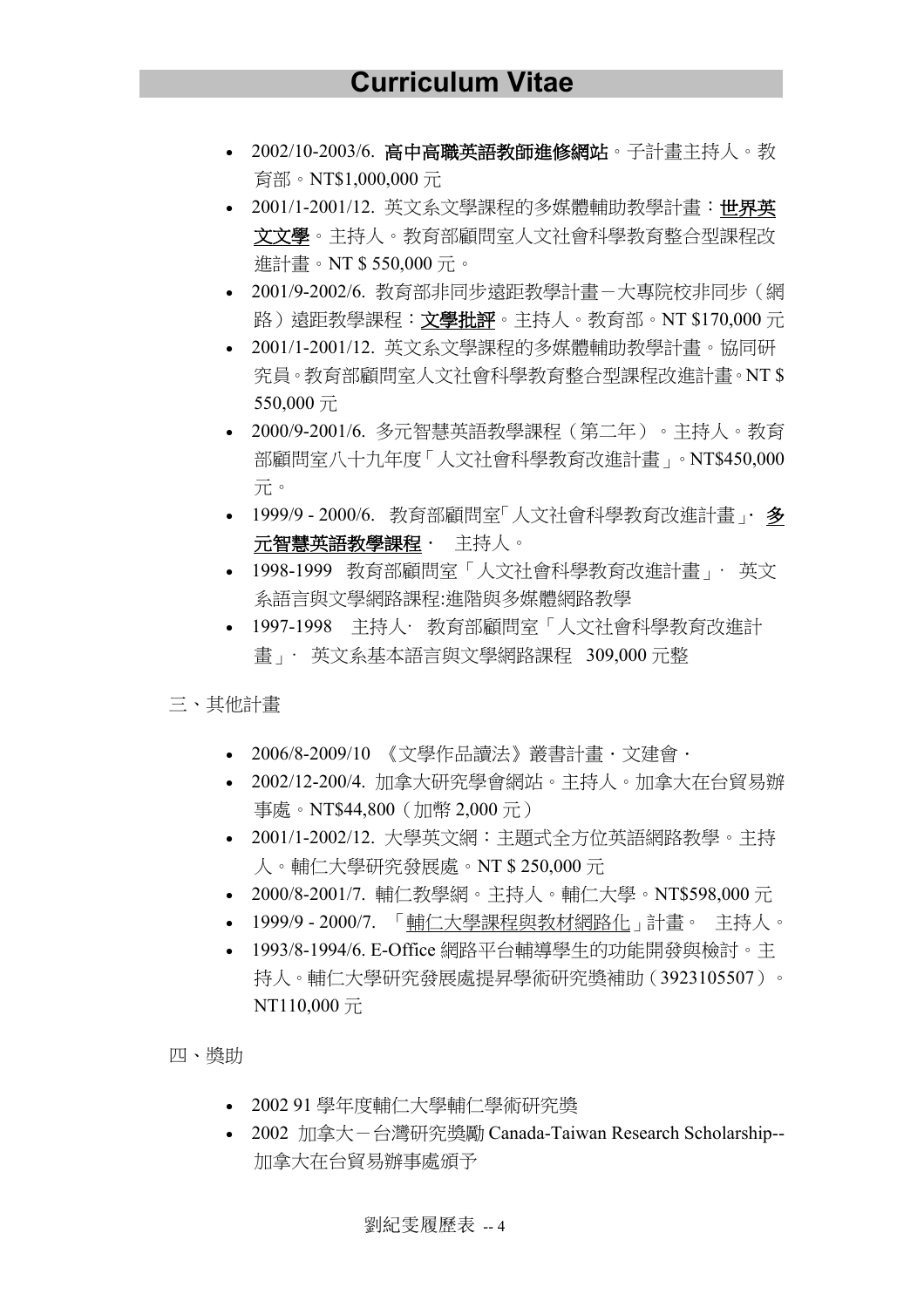- 2002/10-2003/6. **高中高職英語教師進修網站**。子計畫主持人。教育部。NT$1,000,000 元
- 2001/1-2001/12. 英文系文學課程的多媒體輔助教學計畫：**世界英文文學**。主持人。教育部顧問室人文社會科學教育整合型課程改進計畫。NT $ 550,000 元。
- 2001/9-2002/6. 教育部非同步遠距教學計畫－大專院校非同步（網路）遠距教學課程：**文學批評**。主持人。教育部。NT $170,000 元
- 2001/1-2001/12. 英文系文學課程的多媒體輔助教學計畫。協同研究員。教育部顧問室人文社會科學教育整合型課程改進計畫。NT $ 550,000 元
- 2000/9-2001/6. 多元智慧英語教學課程（第二年）。主持人。教育部顧問室八十九年度「人文社會科學教育改進計畫」。NT$450,000 元。
- 1999/9 - 2000/6. 教育部顧問室「人文社會科學教育改進計畫」· **多元智慧英語教學課程**· 主持人。
- 1998-1999 教育部顧問室「人文社會科學教育改進計畫」· 英文系語言與文學網路課程:進階與多媒體網路教學
- 1997-1998 主持人· 教育部顧問室「人文社會科學教育改進計畫」· 英文系基本語言與文學網路課程 309,000 元整

三、其他計畫

- 2006/8-2009/10 《文學作品讀法》叢書計畫．文建會．
- 2002/12-200/4. 加拿大研究學會網站。主持人。加拿大在台貿易辦事處。NT$44,800（加幣 2,000 元）
- 2001/1-2002/12. 大學英文網：主題式全方位英語網路教學。主持人。輔仁大學研究發展處。NT $ 250,000 元
- 2000/8-2001/7. 輔仁教學網。主持人。輔仁大學。NT$598,000 元
- 1999/9 - 2000/7. 「輔仁大學課程與教材網路化」計畫。 主持人。
- 1993/8-1994/6. E-Office 網路平台輔導學生的功能開發與檢討。主持人。輔仁大學研究發展處提昇學術研究獎補助（3923105507）。NT110,000 元

四、獎助

- 2002 91 學年度輔仁大學輔仁學術研究獎
- 2002 加拿大－台灣研究獎勵 Canada-Taiwan Research Scholarship--加拿大在台貿易辦事處頒予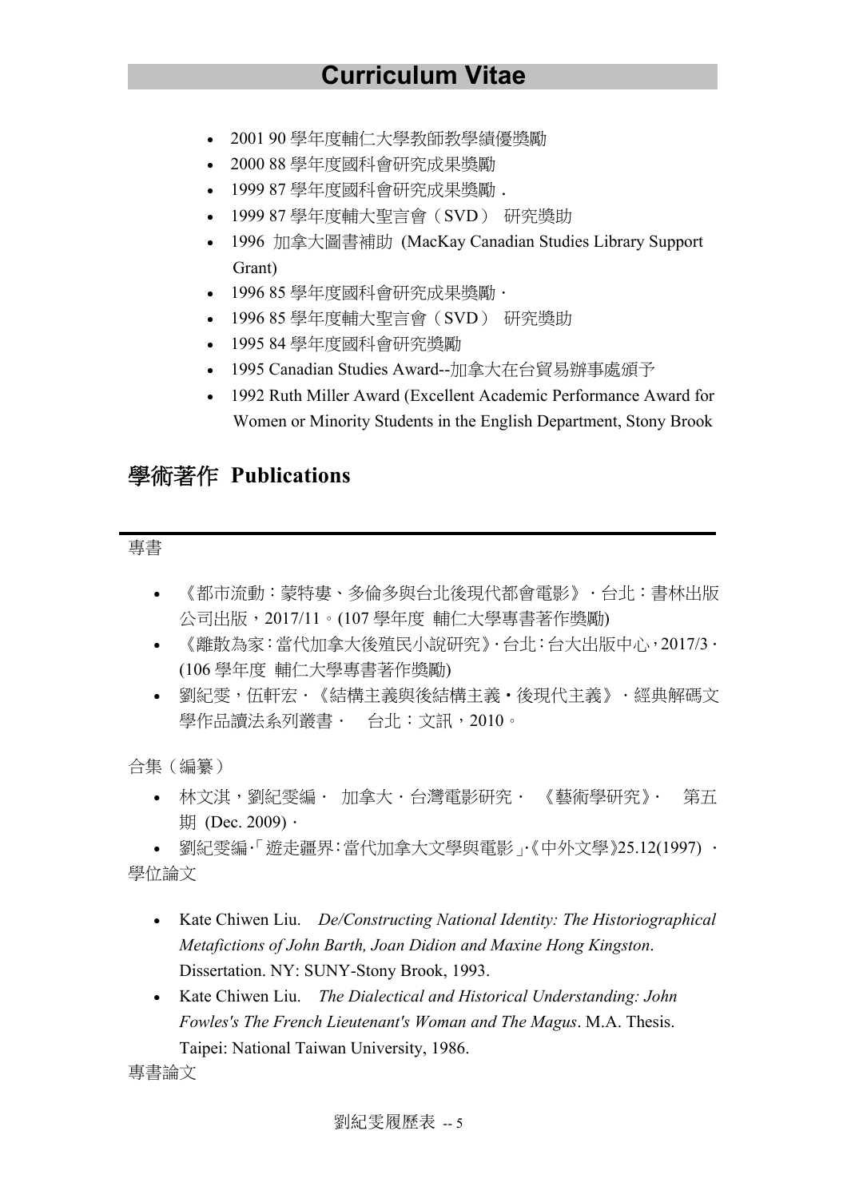- 2001 90 學年度輔仁大學教師教學績優獎勵
- 2000 88 學年度國科會研究成果獎勵
- 1999 87 學年度國科會研究成果獎勵．
- 1999 87 學年度輔大聖言會（SVD） 研究獎助
- 1996 加拿大圖書補助 (MacKay Canadian Studies Library Support Grant)
- 1996 85 學年度國科會研究成果獎勵．
- 1996 85 學年度輔大聖言會（SVD） 研究獎助
- 1995 84 學年度國科會研究獎勵
- 1995 Canadian Studies Award--加拿大在台貿易辦事處頒予
- 1992 Ruth Miller Award (Excellent Academic Performance Award for Women or Minority Students in the English Department, Stony Brook

## 學術著作 Publications

---

專書

- 《都市流動：蒙特婁、多倫多與台北後現代都會電影》．台北：書林出版公司出版，2017/11。(107 學年度 輔仁大學專書著作獎勵)
- 《離散為家：當代加拿大後殖民小說研究》．台北：台大出版中心，2017/3．(106 學年度 輔仁大學專書著作獎勵)
- 劉紀雯，伍軒宏．《結構主義與後結構主義・後現代主義》．經典解碼文學作品讀法系列叢書． 台北：文訊，2010。

合集（編纂）

- 林文淇，劉紀雯編． 加拿大．台灣電影研究． 《藝術學研究》． 第五期 (Dec. 2009)．
- 劉紀雯編．「遊走疆界：當代加拿大文學與電影」．《中外文學》25.12(1997) ．

學位論文

- Kate Chiwen Liu. *De/Constructing National Identity: The Historiographical Metafictions of John Barth, Joan Didion and Maxine Hong Kingston*. Dissertation. NY: SUNY-Stony Brook, 1993.
- Kate Chiwen Liu. *The Dialectical and Historical Understanding: John Fowles's The French Lieutenant's Woman and The Magus*. M.A. Thesis. Taipei: National Taiwan University, 1986.

專書論文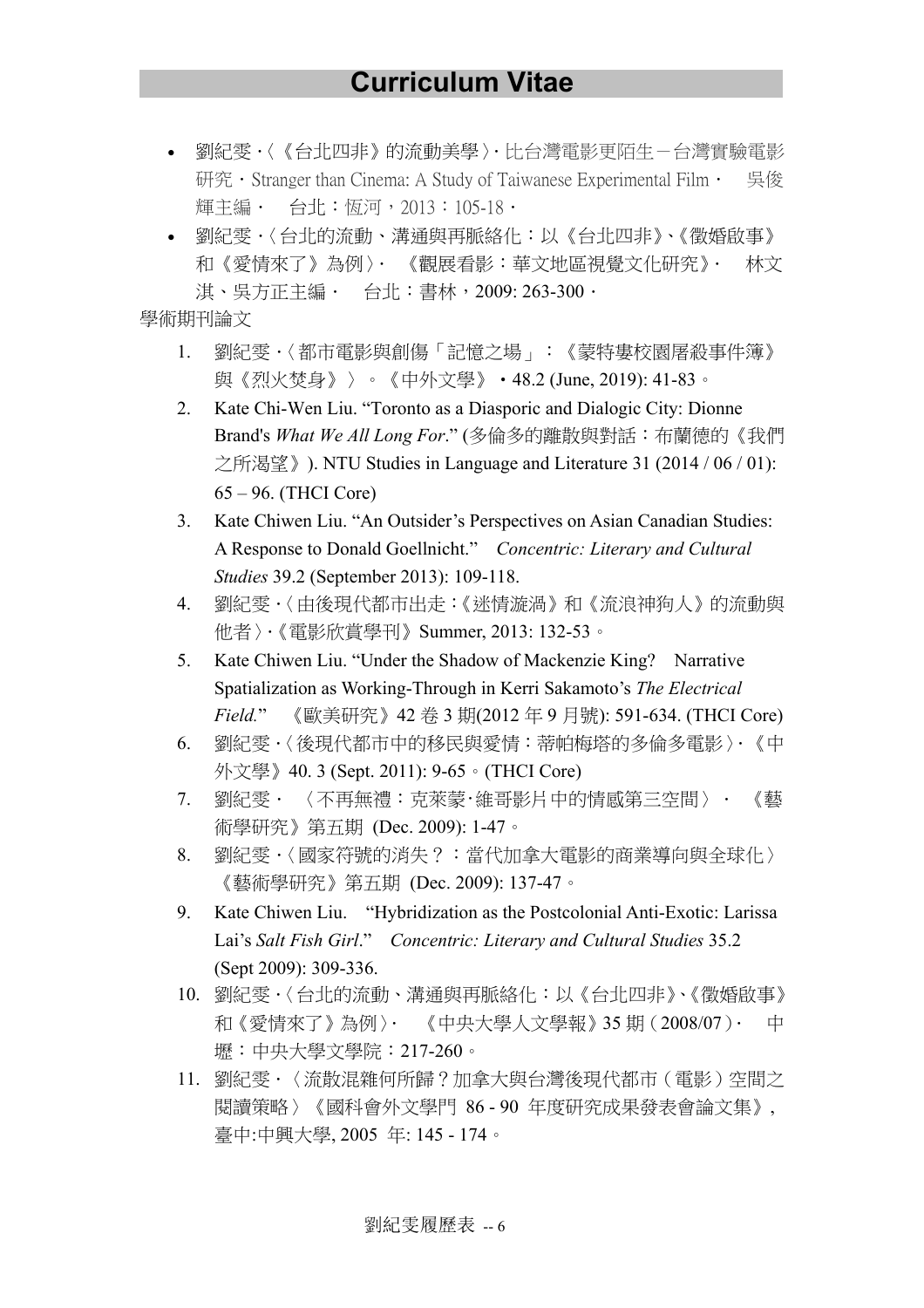# Curriculum Vitae

- 劉紀雯.〈《台北四非》的流動美學〉. 比台灣電影更陌生－台灣實驗電影研究．Stranger than Cinema: A Study of Taiwanese Experimental Film． 吳俊輝主編． 台北：恆河，2013：105-18．
- 劉紀雯.〈台北的流動、溝通與再脈絡化：以《台北四非》、《徵婚啟事》和《愛情來了》為例〉. 《觀展看影：華文地區視覺文化研究》. 林文淇、吳方正主編． 台北：書林，2009: 263-300．

學術期刊論文

1. 劉紀雯.〈都市電影與創傷「記憶之場」：《蒙特婁校園屠殺事件簿》與《烈火焚身》〉。《中外文學》．48.2 (June, 2019): 41-83。
2. Kate Chi-Wen Liu. "Toronto as a Diasporic and Dialogic City: Dionne Brand's *What We All Long For*." (多倫多的離散與對話：布蘭德的《我們之所渴望》). NTU Studies in Language and Literature 31 (2014 / 06 / 01): 65 – 96. (THCI Core)
3. Kate Chiwen Liu. "An Outsider's Perspectives on Asian Canadian Studies: A Response to Donald Goellnicht." *Concentric: Literary and Cultural Studies* 39.2 (September 2013): 109-118.
4. 劉紀雯.〈由後現代都市出走：《迷情漩渦》和《流浪神狗人》的流動與他者〉.《電影欣賞學刊》Summer, 2013: 132-53。
5. Kate Chiwen Liu. "Under the Shadow of Mackenzie King? Narrative Spatialization as Working-Through in Kerri Sakamoto's *The Electrical Field*." 《歐美研究》42 卷 3 期(2012 年 9 月號): 591-634. (THCI Core)
6. 劉紀雯.〈後現代都市中的移民與愛情：蒂帕梅塔的多倫多電影〉.《中外文學》40. 3 (Sept. 2011): 9-65。(THCI Core)
7. 劉紀雯． 〈不再無禮：克萊蒙˙維哥影片中的情感第三空間〉． 《藝術學研究》第五期 (Dec. 2009): 1-47。
8. 劉紀雯.〈國家符號的消失？：當代加拿大電影的商業導向與全球化〉《藝術學研究》第五期 (Dec. 2009): 137-47。
9. Kate Chiwen Liu. "Hybridization as the Postcolonial Anti-Exotic: Larissa Lai's *Salt Fish Girl*." *Concentric: Literary and Cultural Studies* 35.2 (Sept 2009): 309-336.
10. 劉紀雯.〈台北的流動、溝通與再脈絡化：以《台北四非》、《徵婚啟事》和《愛情來了》為例〉. 《中央大學人文學報》35 期（2008/07）. 中壢：中央大學文學院：217-260。
11. 劉紀雯.〈流散混雜何所歸？加拿大與台灣後現代都市（電影）空間之閱讀策略〉《國科會外文學門 86 - 90 年度研究成果發表會論文集》, 臺中:中興大學, 2005 年: 145 - 174。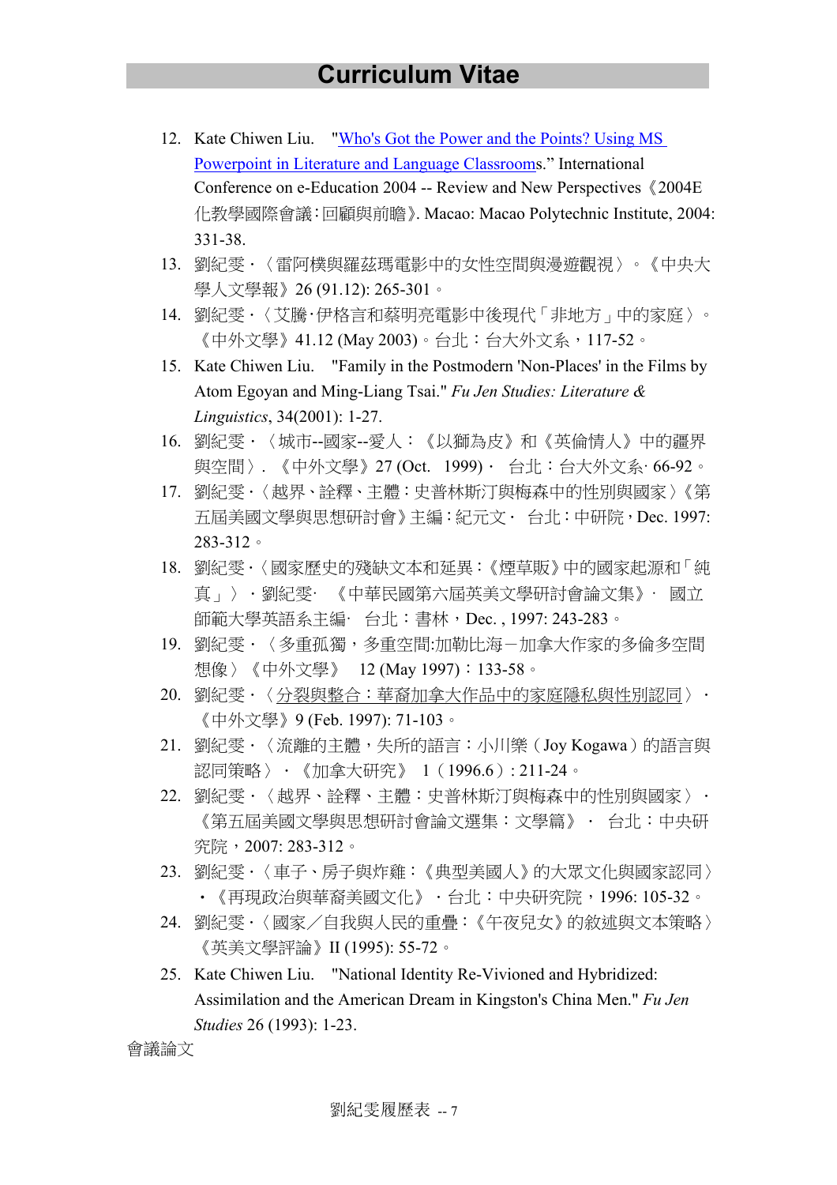12. Kate Chiwen Liu. "Who's Got the Power and the Points? Using MS Powerpoint in Literature and Language Classrooms." International Conference on e-Education 2004 -- Review and New Perspectives《2004E化教學國際會議:回顧與前瞻》. Macao: Macao Polytechnic Institute, 2004: 331-38.
13. 劉紀雯．〈雷阿樸與羅茲瑪電影中的女性空間與漫遊觀視〉。《中央大學人文學報》26 (91.12): 265-301。
14. 劉紀雯．〈艾騰‧伊格言和蔡明亮電影中後現代「非地方」中的家庭〉。《中外文學》41.12 (May 2003)。台北：台大外文系，117-52。
15. Kate Chiwen Liu. "Family in the Postmodern 'Non-Places' in the Films by Atom Egoyan and Ming-Liang Tsai." *Fu Jen Studies: Literature & Linguistics*, 34(2001): 1-27.
16. 劉紀雯．〈城市--國家--愛人：《以獅為皮》和《英倫情人》中的疆界與空間〉. 《中外文學》27 (Oct. 1999)． 台北：台大外文系· 66-92。
17. 劉紀雯．〈越界、詮釋、主體：史普林斯汀與梅森中的性別與國家〉《第五屆美國文學與思想研討會》主編：紀元文． 台北：中研院，Dec. 1997: 283-312。
18. 劉紀雯．〈國家歷史的殘缺文本和延異：《煙草販》中的國家起源和「純真」〉．劉紀雯· 《中華民國第六屆英美文學研討會論文集》． 國立師範大學英語系主編· 台北：書林，Dec. , 1997: 243-283。
19. 劉紀雯．〈多重孤獨，多重空間:加勒比海－加拿大作家的多倫多空間想像〉《中外文學》 12 (May 1997)：133-58。
20. 劉紀雯．〈分裂與整合：華裔加拿大作品中的家庭隱私與性別認同〉．《中外文學》9 (Feb. 1997): 71-103。
21. 劉紀雯．〈流離的主體，失所的語言：小川樂（Joy Kogawa）的語言與認同策略〉．《加拿大研究》 1（1996.6）: 211-24。
22. 劉紀雯．〈越界、詮釋、主體：史普林斯汀與梅森中的性別與國家〉．《第五屆美國文學與思想研討會論文選集：文學篇》． 台北：中央研究院，2007: 283-312。
23. 劉紀雯．〈車子、房子與炸雞：《典型美國人》的大眾文化與國家認同〉．《再現政治與華裔美國文化》．台北：中央研究院，1996: 105-32。
24. 劉紀雯．〈國家／自我與人民的重疊：《午夜兒女》的敘述與文本策略〉《英美文學評論》II (1995): 55-72。
25. Kate Chiwen Liu. "National Identity Re-Vivioned and Hybridized: Assimilation and the American Dream in Kingston's China Men." *Fu Jen Studies* 26 (1993): 1-23.

會議論文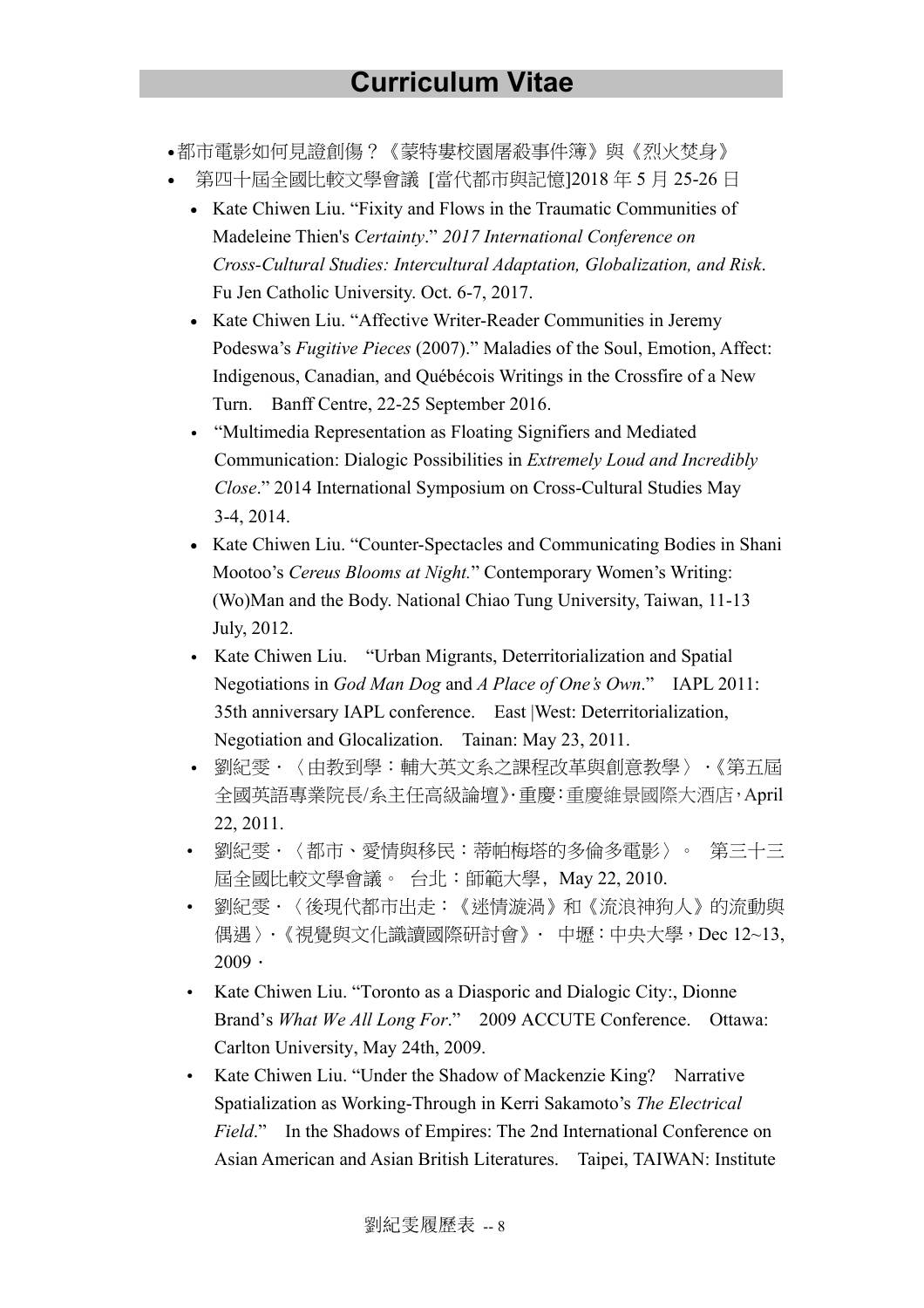# Curriculum Vitae

- 都市電影如何見證創傷？《蒙特婁校園屠殺事件簿》與《烈火焚身》
- 第四十屆全國比較文學會議 [當代都市與記憶]2018 年 5 月 25-26 日
  - Kate Chiwen Liu. "Fixity and Flows in the Traumatic Communities of Madeleine Thien's *Certainty*." *2017 International Conference on Cross-Cultural Studies: Intercultural Adaptation, Globalization, and Risk*. Fu Jen Catholic University. Oct. 6-7, 2017.
  - Kate Chiwen Liu. "Affective Writer-Reader Communities in Jeremy Podeswa's *Fugitive Pieces* (2007)." Maladies of the Soul, Emotion, Affect: Indigenous, Canadian, and Québécois Writings in the Crossfire of a New Turn. Banff Centre, 22-25 September 2016.
  - "Multimedia Representation as Floating Signifiers and Mediated Communication: Dialogic Possibilities in *Extremely Loud and Incredibly Close*." 2014 International Symposium on Cross-Cultural Studies May 3-4, 2014.
  - Kate Chiwen Liu. "Counter-Spectacles and Communicating Bodies in Shani Mootoo's *Cereus Blooms at Night.*" Contemporary Women's Writing: (Wo)Man and the Body. National Chiao Tung University, Taiwan, 11-13 July, 2012.
  - Kate Chiwen Liu. "Urban Migrants, Deterritorialization and Spatial Negotiations in *God Man Dog* and *A Place of One's Own*." IAPL 2011: 35th anniversary IAPL conference. East |West: Deterritorialization, Negotiation and Glocalization. Tainan: May 23, 2011.
  - 劉紀雯．〈由教到學：輔大英文系之課程改革與創意教學〉．《第五屆全國英語專業院長/系主任高級論壇》‧重慶：重慶維景國際大酒店，April 22, 2011.
  - 劉紀雯．〈都市、愛情與移民：蒂帕梅塔的多倫多電影〉。 第三十三屆全國比較文學會議。 台北：師範大學，May 22, 2010.
  - 劉紀雯．〈後現代都市出走：《迷情漩渦》和《流浪神狗人》的流動與偶遇〉．《視覺與文化識讀國際研討會》． 中壢：中央大學，Dec 12~13, 2009．
  - Kate Chiwen Liu. "Toronto as a Diasporic and Dialogic City:, Dionne Brand's *What We All Long For*." 2009 ACCUTE Conference. Ottawa: Carlton University, May 24th, 2009.
  - Kate Chiwen Liu. "Under the Shadow of Mackenzie King? Narrative Spatialization as Working-Through in Kerri Sakamoto's *The Electrical Field*." In the Shadows of Empires: The 2nd International Conference on Asian American and Asian British Literatures. Taipei, TAIWAN: Institute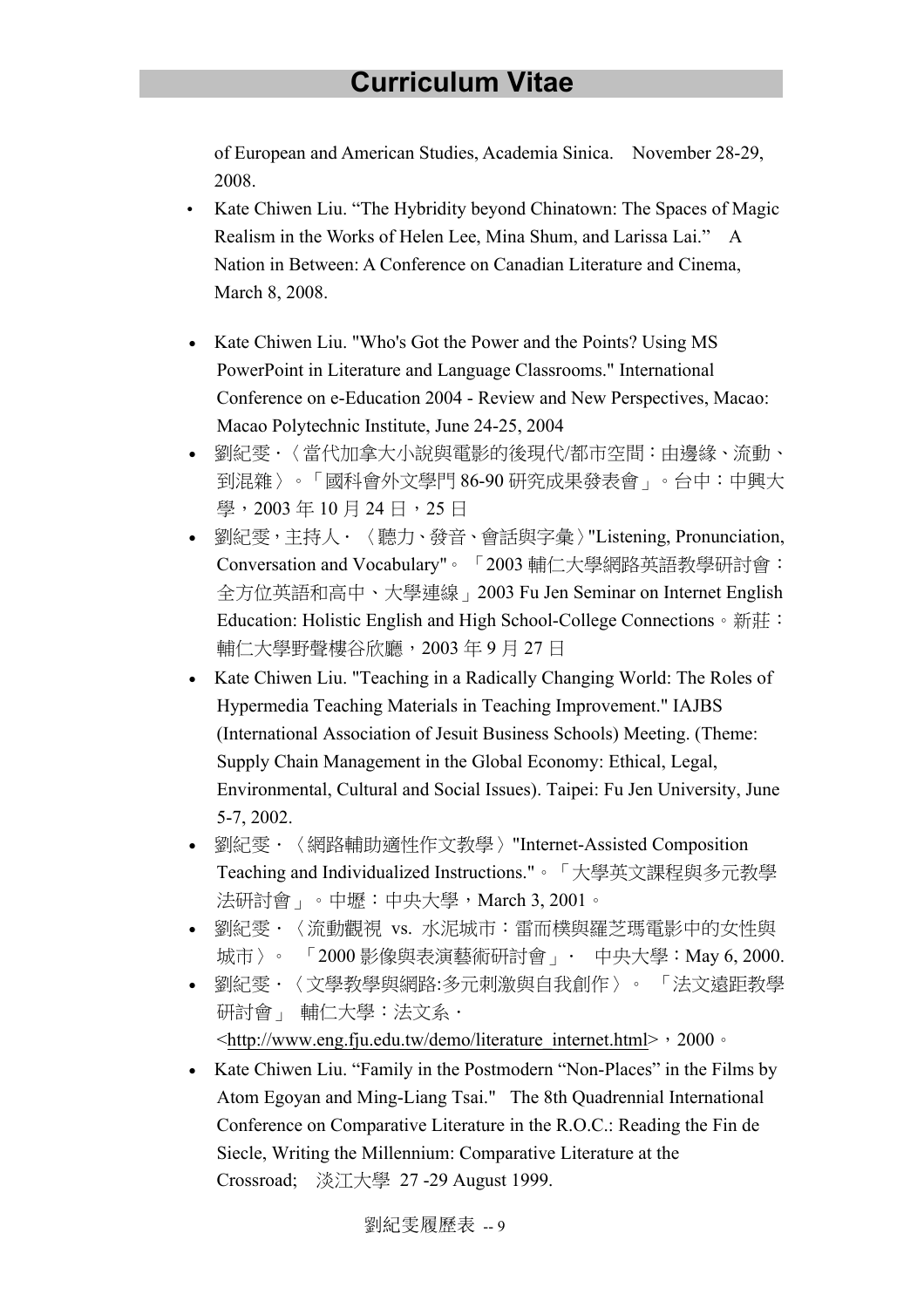of European and American Studies, Academia Sinica. November 28-29, 2008.

- Kate Chiwen Liu. "The Hybridity beyond Chinatown: The Spaces of Magic Realism in the Works of Helen Lee, Mina Shum, and Larissa Lai." A Nation in Between: A Conference on Canadian Literature and Cinema, March 8, 2008.

- Kate Chiwen Liu. "Who's Got the Power and the Points? Using MS PowerPoint in Literature and Language Classrooms." International Conference on e-Education 2004 - Review and New Perspectives, Macao: Macao Polytechnic Institute, June 24-25, 2004
- 劉紀雯．〈當代加拿大小說與電影的後現代/都市空間：由邊緣、流動、到混雜〉。「國科會外文學門 86-90 研究成果發表會」。台中：中興大學，2003 年 10 月 24 日，25 日
- 劉紀雯，主持人．〈聽力、發音、會話與字彙〉"Listening, Pronunciation, Conversation and Vocabulary"。「2003 輔仁大學網路英語教學研討會：全方位英語和高中、大學連線」2003 Fu Jen Seminar on Internet English Education: Holistic English and High School-College Connections。新莊：輔仁大學野聲樓谷欣廳，2003 年 9 月 27 日
- Kate Chiwen Liu. "Teaching in a Radically Changing World: The Roles of Hypermedia Teaching Materials in Teaching Improvement." IAJBS (International Association of Jesuit Business Schools) Meeting. (Theme: Supply Chain Management in the Global Economy: Ethical, Legal, Environmental, Cultural and Social Issues). Taipei: Fu Jen University, June 5-7, 2002.
- 劉紀雯．〈網路輔助適性作文教學〉"Internet-Assisted Composition Teaching and Individualized Instructions."。「大學英文課程與多元教學法研討會」。中壢：中央大學，March 3, 2001。
- 劉紀雯．〈流動觀視 vs. 水泥城市：雷而樸與羅芝瑪電影中的女性與城市〉。 「2000 影像與表演藝術研討會」． 中央大學：May 6, 2000.
- 劉紀雯．〈文學教學與網路:多元刺激與自我創作〉。 「法文遠距教學研討會」 輔仁大學：法文系．<http://www.eng.fju.edu.tw/demo/literature_internet.html>，2000。
- Kate Chiwen Liu. "Family in the Postmodern "Non-Places" in the Films by Atom Egoyan and Ming-Liang Tsai." The 8th Quadrennial International Conference on Comparative Literature in the R.O.C.: Reading the Fin de Siecle, Writing the Millennium: Comparative Literature at the Crossroad; 淡江大學 27 -29 August 1999.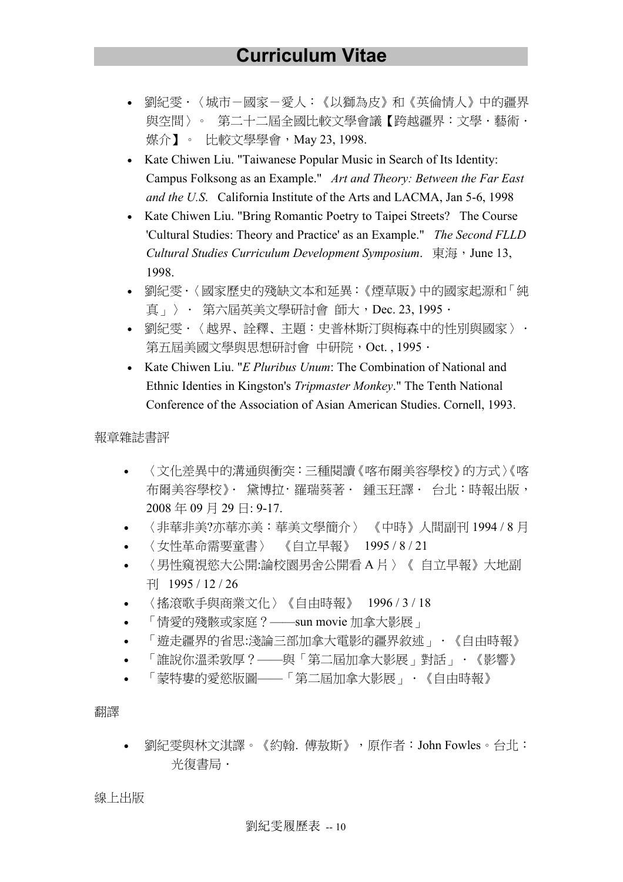- 劉紀雯．〈城市－國家－愛人：《以獅為皮》和《英倫情人》中的疆界與空間〉。 第二十二屆全國比較文學會議【跨越疆界：文學．藝術．媒介】。 比較文學學會，May 23, 1998.
- Kate Chiwen Liu. "Taiwanese Popular Music in Search of Its Identity: Campus Folksong as an Example." *Art and Theory: Between the Far East and the U.S.* California Institute of the Arts and LACMA, Jan 5-6, 1998
- Kate Chiwen Liu. "Bring Romantic Poetry to Taipei Streets? The Course 'Cultural Studies: Theory and Practice' as an Example." *The Second FLLD Cultural Studies Curriculum Development Symposium*. 東海，June 13, 1998.
- 劉紀雯．〈國家歷史的殘缺文本和延異：《煙草販》中的國家起源和「純真」〉． 第六屆英美文學研討會 師大，Dec. 23, 1995．
- 劉紀雯．〈越界、詮釋、主題：史普林斯汀與梅森中的性別與國家〉．第五屆美國文學與思想研討會 中研院，Oct. , 1995．
- Kate Chiwen Liu. "*E Pluribus Unum*: The Combination of National and Ethnic Identies in Kingston's *Tripmaster Monkey*." The Tenth National Conference of the Association of Asian American Studies. Cornell, 1993.

報章雜誌書評

- 〈文化差異中的溝通與衝突：三種閱讀《喀布爾美容學校》的方式〉《喀布爾美容學校》． 黛博拉．羅瑞葵著． 鍾玉玨譯． 台北：時報出版，2008 年 09 月 29 日: 9-17.
- 〈非華非美?亦華亦美：華美文學簡介〉 《中時》人間副刊 1994 / 8 月
- 〈女性革命需要童書〉 《自立早報》 1995 / 8 / 21
- 〈男性窺視慾大公開:論校園男舍公開看 A 片〉《 自立早報》大地副刊 1995 / 12 / 26
- 〈搖滾歌手與商業文化〉《自由時報》 1996 / 3 / 18
- 「情愛的殘骸或家庭？——sun movie 加拿大影展」
- 「遊走疆界的省思:淺論三部加拿大電影的疆界敘述」．《自由時報》
- 「誰說你溫柔敦厚？——與「第二屆加拿大影展」對話」．《影響》
- 「蒙特婁的愛慾版圖——「第二屆加拿大影展」．《自由時報》

翻譯

- 劉紀雯與林文淇譯。《約翰. 傅敖斯》，原作者：John Fowles。台北：光復書局．

線上出版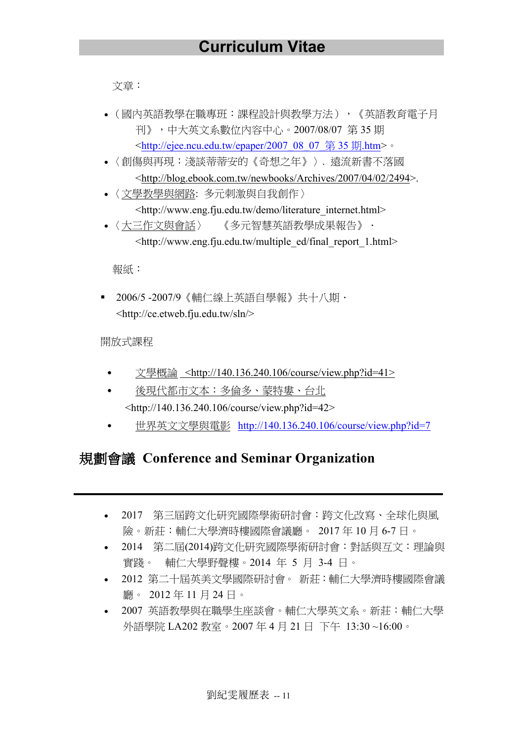# Curriculum Vitae

文章：

- （國內英語教學在職專班：課程設計與教學方法），《英語教育電子月刊》，中大英文系數位內容中心。2007/08/07 第 35 期 <http://ejee.ncu.edu.tw/epaper/2007_08_07_第 35 期.htm>。
- 〈創傷與再現：淺談蒂蒂安的《奇想之年》〉. 遠流新書不落國 <http://blog.ebook.com.tw/newbooks/Archives/2007/04/02/2494>.
- 〈文學教學與網路: 多元刺激與自我創作〉 <http://www.eng.fju.edu.tw/demo/literature_internet.html>
- 〈大三作文與會話〉 《多元智慧英語教學成果報告》· <http://www.eng.fju.edu.tw/multiple_ed/final_report_1.html>

報紙：

- 2006/5 -2007/9《輔仁線上英語自學報》共十八期· <http://ce.etweb.fju.edu.tw/sln/>

開放式課程

- 文學概論 <http://140.136.240.106/course/view.php?id=41>
- 後現代都市文本：多倫多、蒙特婁、台北 <http://140.136.240.106/course/view.php?id=42>
- 世界英文文學與電影 http://140.136.240.106/course/view.php?id=7

## 規劃會議 Conference and Seminar Organization

- 2017 第三屆跨文化研究國際學術研討會：跨文化改寫、全球化與風險。新莊：輔仁大學濟時樓國際會議廳。 2017 年 10 月 6-7 日。
- 2014 第二屆(2014)跨文化研究國際學術研討會：對話與互文：理論與實踐。 輔仁大學野聲樓。2014 年 5 月 3-4 日。
- 2012 第二十屆英美文學國際研討會。 新莊：輔仁大學濟時樓國際會議廳。 2012 年 11 月 24 日。
- 2007 英語教學與在職學生座談會。輔仁大學英文系。新莊：輔仁大學外語學院 LA202 教室。2007 年 4 月 21 日 下午 13:30 ~16:00。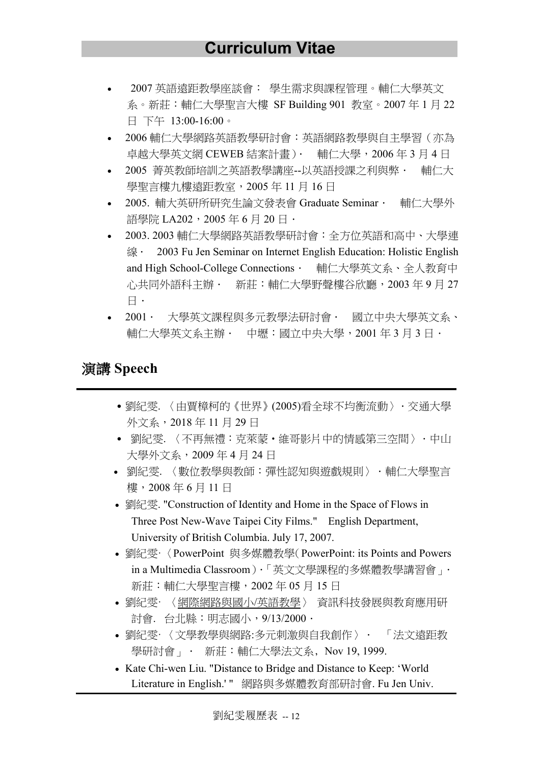# Curriculum Vitae

- 2007 英語遠距教學座談會： 學生需求與課程管理。輔仁大學英文系。新莊：輔仁大學聖言大樓 SF Building 901 教室。2007 年 1 月 22 日 下午 13:00-16:00。
- 2006 輔仁大學網路英語教學研討會：英語網路教學與自主學習（亦為卓越大學英文網 CEWEB 結案計畫）． 輔仁大學，2006 年 3 月 4 日
- 2005 菁英教師培訓之英語教學講座--以英語授課之利與弊． 輔仁大學聖言樓九樓遠距教室，2005 年 11 月 16 日
- 2005. 輔大英研所研究生論文發表會 Graduate Seminar． 輔仁大學外語學院 LA202，2005 年 6 月 20 日．
- 2003. 2003 輔仁大學網路英語教學研討會：全方位英語和高中、大學連線． 2003 Fu Jen Seminar on Internet English Education: Holistic English and High School-College Connections． 輔仁大學英文系、全人教育中心共同外語科主辦． 新莊：輔仁大學野聲樓谷欣廳，2003 年 9 月 27 日．
- 2001． 大學英文課程與多元教學法研討會． 國立中央大學英文系、輔仁大學英文系主辦． 中壢：國立中央大學，2001 年 3 月 3 日．

## 演講 Speech

- 劉紀雯. 〈由賈樟柯的《世界》(2005)看全球不均衡流動〉．交通大學外文系，2018 年 11 月 29 日
- 劉紀雯. 〈不再無禮：克萊蒙・維哥影片中的情感第三空間〉．中山大學外文系，2009 年 4 月 24 日
- 劉紀雯. 〈數位教學與教師：彈性認知與遊戲規則〉．輔仁大學聖言樓，2008 年 6 月 11 日
- 劉紀雯. "Construction of Identity and Home in the Space of Flows in Three Post New-Wave Taipei City Films." English Department, University of British Columbia. July 17, 2007.
- 劉紀雯·〈PowerPoint 與多媒體教學(PowerPoint: its Points and Powers in a Multimedia Classroom)·「英文文學課程的多媒體教學講習會」· 新莊：輔仁大學聖言樓，2002 年 05 月 15 日
- 劉紀雯· 〈網際網路與國小/英語教學〉 資訊科技發展與教育應用研討會. 台北縣：明志國小，9/13/2000．
- 劉紀雯·〈文學教學與網路:多元刺激與自我創作〉． 「法文遠距教學研討會」． 新莊：輔仁大學法文系，Nov 19, 1999.
- Kate Chi-wen Liu. "Distance to Bridge and Distance to Keep: 'World Literature in English.' " 網路與多媒體教育部研討會. Fu Jen Univ.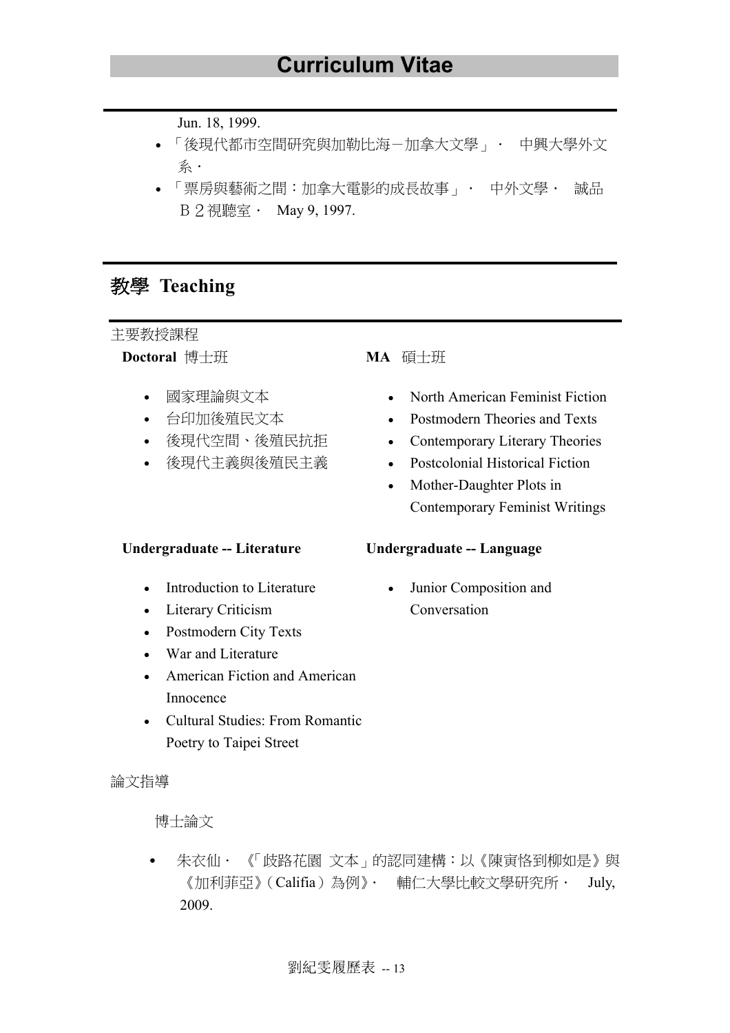Jun. 18, 1999.

- 「後現代都市空間研究與加勒比海－加拿大文學」· 中興大學外文系·
- 「票房與藝術之間：加拿大電影的成長故事」· 中外文學· 誠品Ｂ２視聽室· May 9, 1997.

## 教學 Teaching

主要教授課程

**Doctoral** 博士班

- 國家理論與文本
- 台印加後殖民文本
- 後現代空間、後殖民抗拒
- 後現代主義與後殖民主義

**MA** 碩士班

- North American Feminist Fiction
- Postmodern Theories and Texts
- Contemporary Literary Theories
- Postcolonial Historical Fiction
- Mother-Daughter Plots in Contemporary Feminist Writings

**Undergraduate -- Literature**

- Introduction to Literature
- Literary Criticism
- Postmodern City Texts
- War and Literature
- American Fiction and American Innocence
- Cultural Studies: From Romantic Poetry to Taipei Street

**Undergraduate -- Language**

- Junior Composition and Conversation

論文指導

博士論文

- 朱衣仙· 《「歧路花園 文本」的認同建構：以《陳寅恪到柳如是》與《加利菲亞》(Califia) 為例》· 輔仁大學比較文學研究所· July, 2009.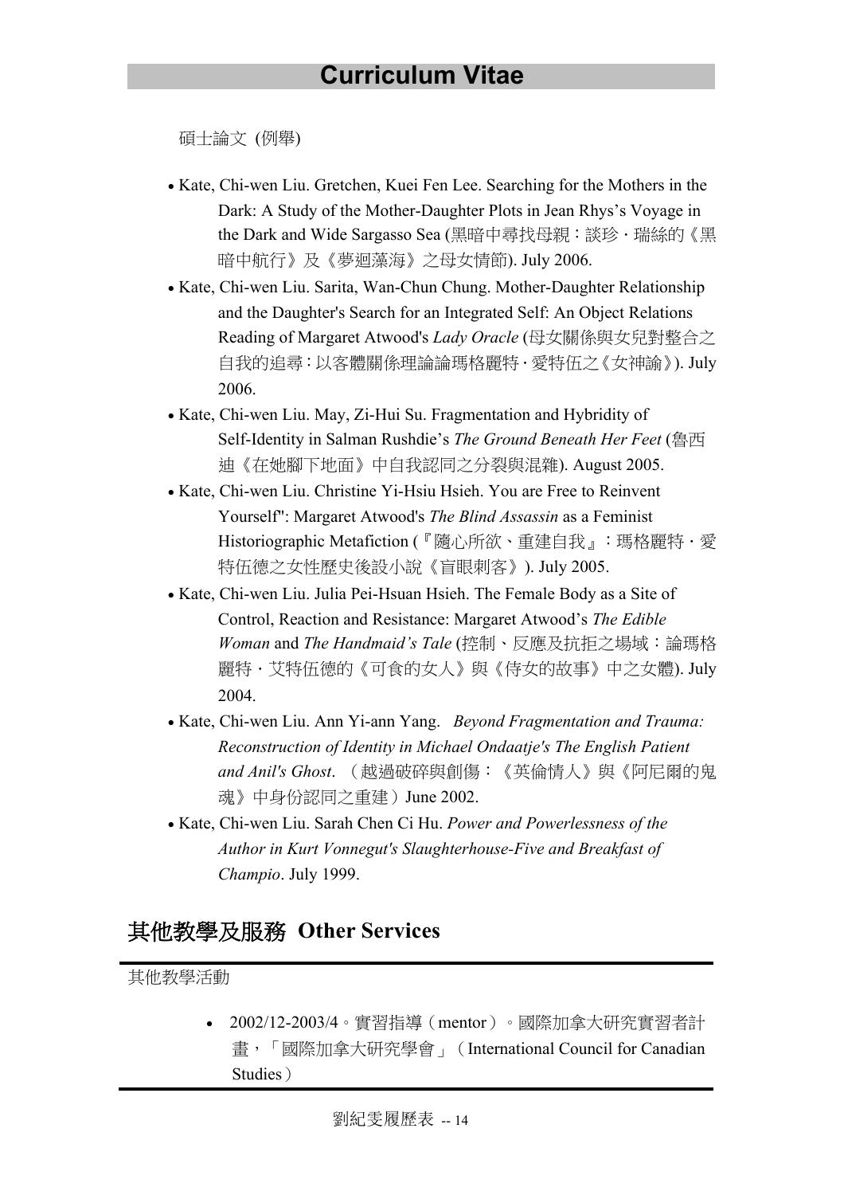碩士論文 (例舉)

- Kate, Chi-wen Liu. Gretchen, Kuei Fen Lee. Searching for the Mothers in the Dark: A Study of the Mother-Daughter Plots in Jean Rhys's Voyage in the Dark and Wide Sargasso Sea (黑暗中尋找母親：談珍・瑞絲的《黑暗中航行》及《夢迴藻海》之母女情節). July 2006.
- Kate, Chi-wen Liu. Sarita, Wan-Chun Chung. Mother-Daughter Relationship and the Daughter's Search for an Integrated Self: An Object Relations Reading of Margaret Atwood's *Lady Oracle* (母女關係與女兒對整合之自我的追尋：以客體關係理論論瑪格麗特・愛特伍之《女神諭》). July 2006.
- Kate, Chi-wen Liu. May, Zi-Hui Su. Fragmentation and Hybridity of Self-Identity in Salman Rushdie's *The Ground Beneath Her Feet* (魯西迪《在她腳下地面》中自我認同之分裂與混雜). August 2005.
- Kate, Chi-wen Liu. Christine Yi-Hsiu Hsieh. You are Free to Reinvent Yourself": Margaret Atwood's *The Blind Assassin* as a Feminist Historiographic Metafiction (『隨心所欲、重建自我』：瑪格麗特・愛特伍德之女性歷史後設小說《盲眼刺客》). July 2005.
- Kate, Chi-wen Liu. Julia Pei-Hsuan Hsieh. The Female Body as a Site of Control, Reaction and Resistance: Margaret Atwood's *The Edible Woman* and *The Handmaid's Tale* (控制、反應及抗拒之場域：論瑪格麗特・艾特伍德的《可食的女人》與《侍女的故事》中之女體). July 2004.
- Kate, Chi-wen Liu. Ann Yi-ann Yang. *Beyond Fragmentation and Trauma: Reconstruction of Identity in Michael Ondaatje's The English Patient and Anil's Ghost*. （越過破碎與創傷：《英倫情人》與《阿尼爾的鬼魂》中身份認同之重建）June 2002.
- Kate, Chi-wen Liu. Sarah Chen Ci Hu. *Power and Powerlessness of the Author in Kurt Vonnegut's Slaughterhouse-Five and Breakfast of Champio*. July 1999.

## 其他教學及服務 Other Services

其他教學活動

- 2002/12-2003/4。實習指導（mentor）。國際加拿大研究實習者計畫，「國際加拿大研究學會」（International Council for Canadian Studies）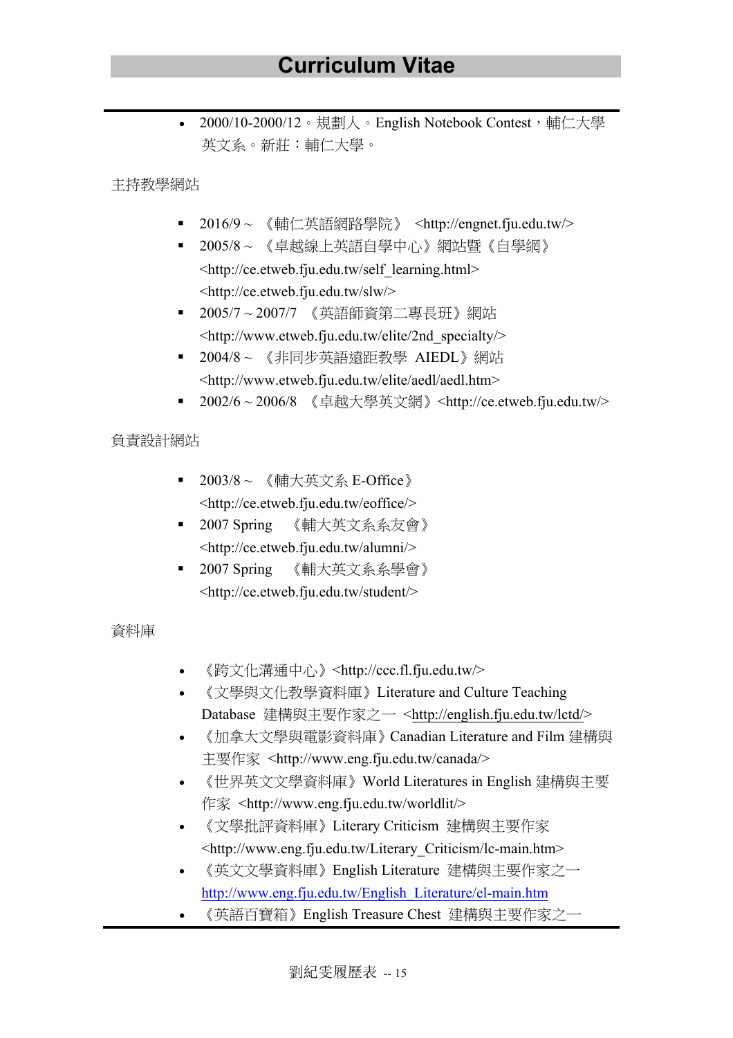- 2000/10-2000/12。規劃人。English Notebook Contest，輔仁大學英文系。新莊：輔仁大學。

主持教學網站

- 2016/9 ~ 《輔仁英語網路學院》 <http://engnet.fju.edu.tw/>
- 2005/8 ~ 《卓越線上英語自學中心》網站暨《自學網》 <http://ce.etweb.fju.edu.tw/self_learning.html> <http://ce.etweb.fju.edu.tw/slw/>
- 2005/7 ~ 2007/7 《英語師資第二專長班》網站 <http://www.etweb.fju.edu.tw/elite/2nd_specialty/>
- 2004/8 ~ 《非同步英語遠距教學 AIEDL》網站 <http://www.etweb.fju.edu.tw/elite/aedl/aedl.htm>
- 2002/6 ~ 2006/8 《卓越大學英文網》<http://ce.etweb.fju.edu.tw/>

負責設計網站

- 2003/8 ~ 《輔大英文系 E-Office》 <http://ce.etweb.fju.edu.tw/eoffice/>
- 2007 Spring 《輔大英文系系友會》 <http://ce.etweb.fju.edu.tw/alumni/>
- 2007 Spring 《輔大英文系系學會》 <http://ce.etweb.fju.edu.tw/student/>

資料庫

- 《跨文化溝通中心》<http://ccc.fl.fju.edu.tw/>
- 《文學與文化教學資料庫》Literature and Culture Teaching Database 建構與主要作家之一 <http://english.fju.edu.tw/lctd/>
- 《加拿大文學與電影資料庫》Canadian Literature and Film 建構與主要作家 <http://www.eng.fju.edu.tw/canada/>
- 《世界英文文學資料庫》World Literatures in English 建構與主要作家 <http://www.eng.fju.edu.tw/worldlit/>
- 《文學批評資料庫》Literary Criticism 建構與主要作家 <http://www.eng.fju.edu.tw/Literary_Criticism/lc-main.htm>
- 《英文文學資料庫》English Literature 建構與主要作家之一 http://www.eng.fju.edu.tw/English_Literature/el-main.htm
- 《英語百寶箱》English Treasure Chest 建構與主要作家之一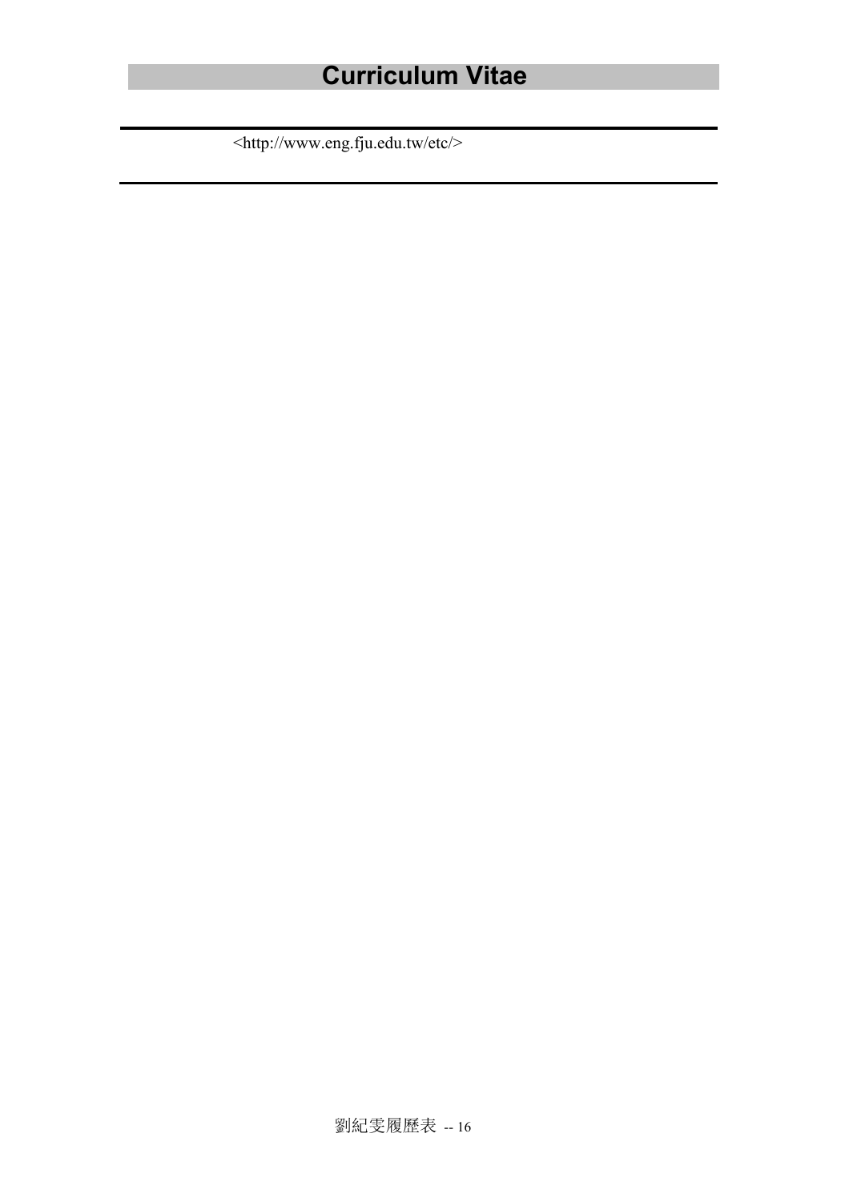# Curriculum Vitae

---

<http://www.eng.fju.edu.tw/etc/>

---